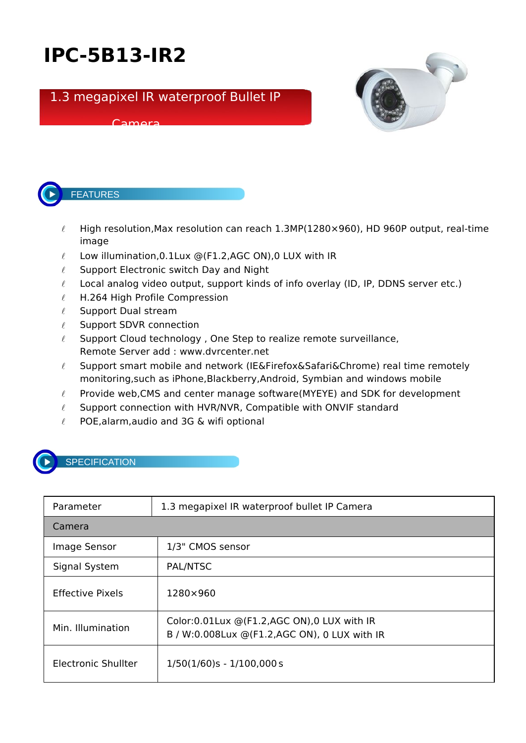# IPC-5B13-IR2

## 1.3 megapixel IR waterproof Bullet IP Camera

## FEATURES

- High resolution,Max resolution can reach 1.3MP(1280×960), HD 960P output, real-time image
- Low illumination,0.1Lux @(F1.2,AGC ON),0 LUX with IR
- Support Electronic switch Day and Night
- Local analog video output, support kinds of info overlay (ID, IP, DDNS server etc.)
- H.264 High Profile Compression
- Support Dual stream
- Support SDVR connection
- Support Cloud technology , One Step to realize remote surveillance, Remote Server add : www.dvrcenter.net
- Support smart mobile and network (IE&Firefox&Safari&Chrome) real time remotely monitoring,such as iPhone,Blackberry,Android, Symbian and windows mobile
- Provide web,CMS and center manage software(MYEYE) and SDK for development
- Support connection with HVR/NVR, Compatible with ONVIF standard
- POE,alarm,audio and 3G & wifi optional

## SPECIFICATION

| Parameter | 1.3 megapixel IR waterproof bullet IP Camera |
|---|---|
| Camera | |
| Image Sensor | 1/3" CMOS sensor |
| Signal System | PAL/NTSC |
| Effective Pixels | 1280×960 |
| Min. Illumination | Color:0.01Lux @(F1.2,AGC ON),0 LUX with IR<br>B / W:0.008Lux @(F1.2,AGC ON), 0 LUX with IR |
| Electronic Shullter | 1/50(1/60)s - 1/100,000 s |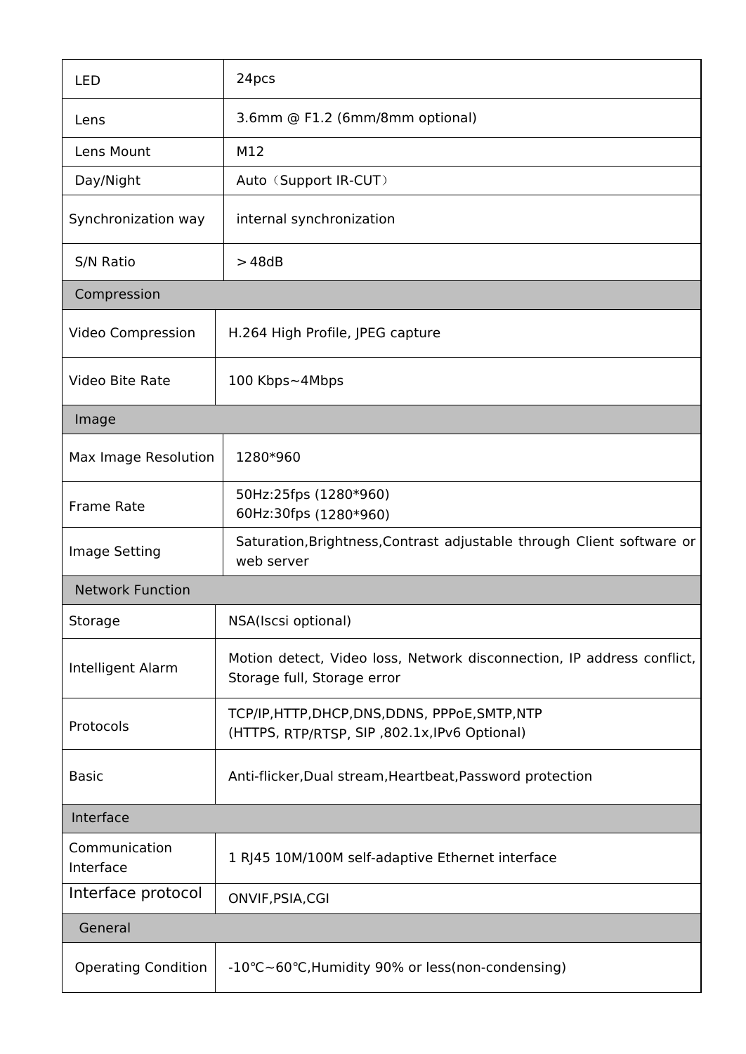| LED | 24pcs |
| --- | --- |
| Lens | 3.6mm @ F1.2 (6mm/8mm optional) |
| Lens Mount | M12 |
| Day/Night | Auto（Support IR-CUT） |
| Synchronization way | internal synchronization |
| S/N Ratio | ＞48dB |
| **Compression** | |
| Video Compression | H.264 High Profile, JPEG capture |
| Video Bite Rate | 100 Kbps~4Mbps |
| **Image** | |
| Max Image Resolution | 1280*960 |
| Frame Rate | 50Hz:25fps (1280*960)<br>60Hz:30fps (1280*960) |
| Image Setting | Saturation,Brightness,Contrast adjustable through Client software or web server |
| **Network Function** | |
| Storage | NSA(Iscsi optional) |
| Intelligent Alarm | Motion detect, Video loss, Network disconnection, IP address conflict, Storage full, Storage error |
| Protocols | TCP/IP,HTTP,DHCP,DNS,DDNS, PPPoE,SMTP,NTP<br>(HTTPS, RTP/RTSP, SIP ,802.1x,IPv6 Optional) |
| Basic | Anti-flicker,Dual stream,Heartbeat,Password protection |
| **Interface** | |
| Communication Interface | 1 RJ45 10M/100M self-adaptive Ethernet interface |
| Interface protocol | ONVIF,PSIA,CGI |
| **General** | |
| Operating Condition | -10℃~60℃,Humidity 90% or less(non-condensing) |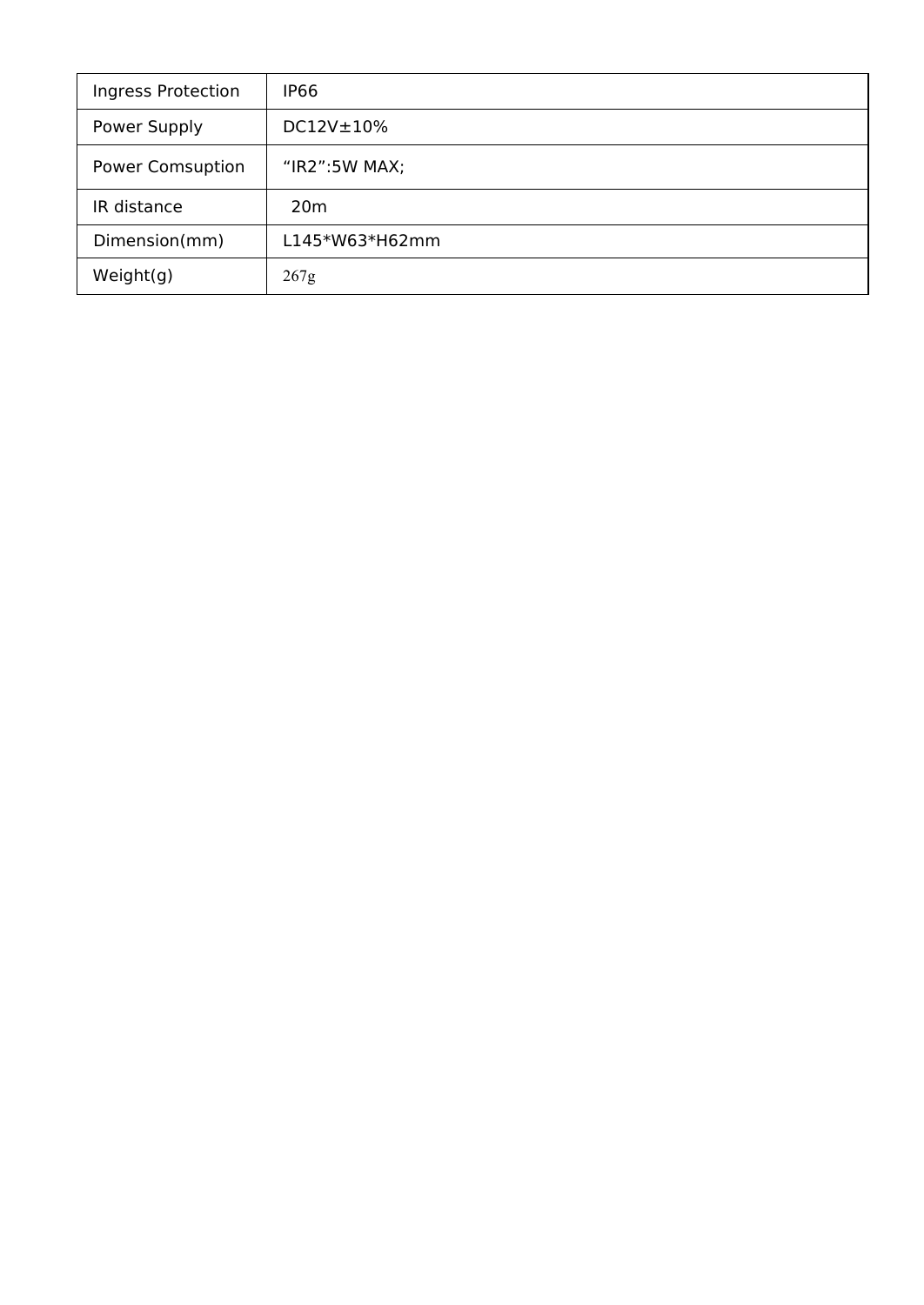| | |
|---|---|
| Ingress Protection | IP66 |
| Power Supply | DC12V±10% |
| Power Comsuption | “IR2”:5W MAX; |
| IR distance | 20m |
| Dimension(mm) | L145*W63*H62mm |
| Weight(g) | 267g |